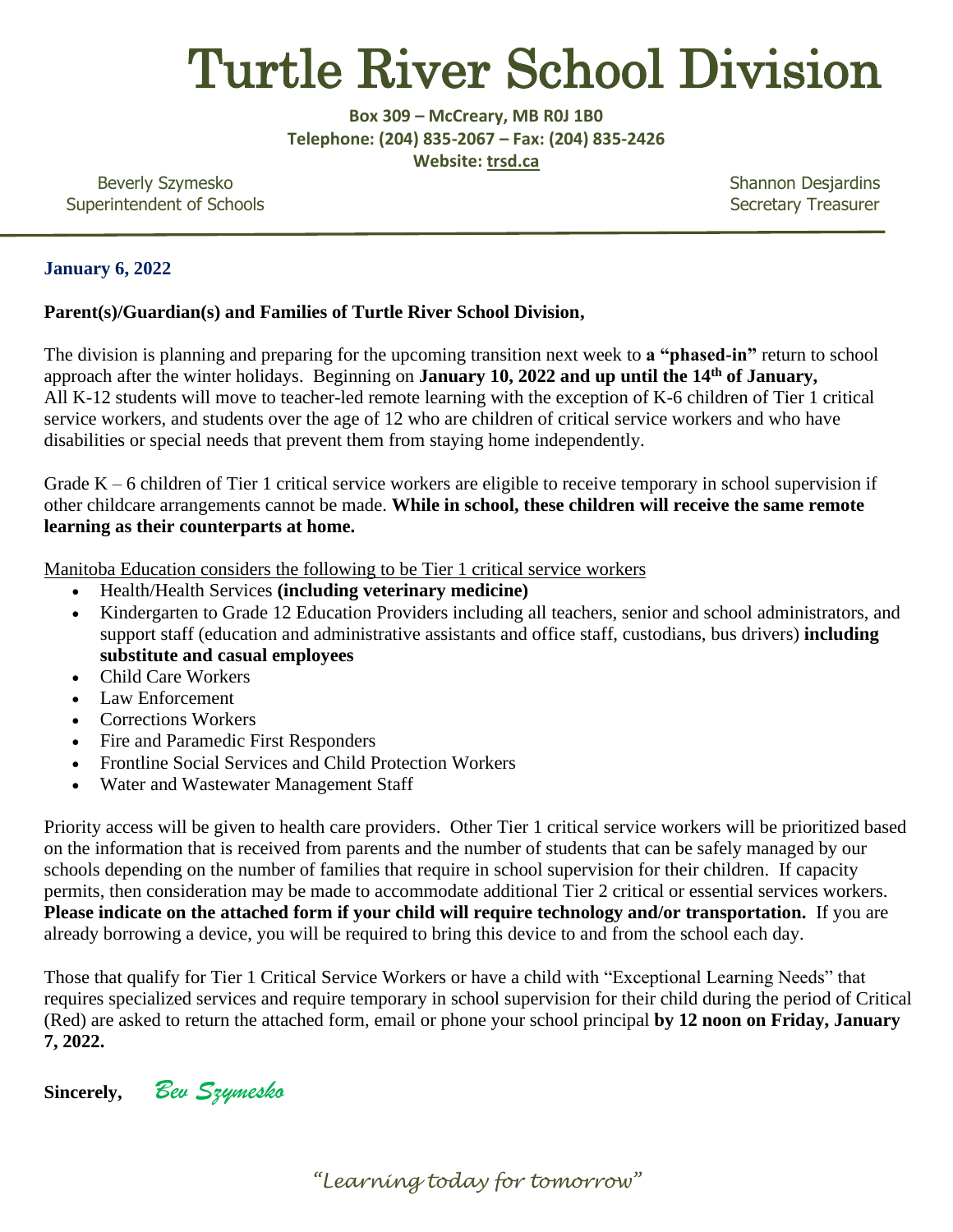# Turtle River School Division

**Box 309 – McCreary, MB R0J 1B0**
**Telephone: (204) 835-2067 – Fax: (204) 835-2426**
**Website: trsd.ca**

Beverly Szymesko
Superintendent of Schools

Shannon Desjardins
Secretary Treasurer

---

**January 6, 2022**

**Parent(s)/Guardian(s) and Families of Turtle River School Division,**

The division is planning and preparing for the upcoming transition next week to **a "phased-in"** return to school approach after the winter holidays. Beginning on **January 10, 2022 and up until the 14th of January,** All K-12 students will move to teacher-led remote learning with the exception of K-6 children of Tier 1 critical service workers, and students over the age of 12 who are children of critical service workers and who have disabilities or special needs that prevent them from staying home independently.

Grade K – 6 children of Tier 1 critical service workers are eligible to receive temporary in school supervision if other childcare arrangements cannot be made. **While in school, these children will receive the same remote learning as their counterparts at home.**

Manitoba Education considers the following to be Tier 1 critical service workers

- Health/Health Services **(including veterinary medicine)**
- Kindergarten to Grade 12 Education Providers including all teachers, senior and school administrators, and support staff (education and administrative assistants and office staff, custodians, bus drivers) **including substitute and casual employees**
- Child Care Workers
- Law Enforcement
- Corrections Workers
- Fire and Paramedic First Responders
- Frontline Social Services and Child Protection Workers
- Water and Wastewater Management Staff

Priority access will be given to health care providers. Other Tier 1 critical service workers will be prioritized based on the information that is received from parents and the number of students that can be safely managed by our schools depending on the number of families that require in school supervision for their children. If capacity permits, then consideration may be made to accommodate additional Tier 2 critical or essential services workers. **Please indicate on the attached form if your child will require technology and/or transportation.** If you are already borrowing a device, you will be required to bring this device to and from the school each day.

Those that qualify for Tier 1 Critical Service Workers or have a child with "Exceptional Learning Needs" that requires specialized services and require temporary in school supervision for their child during the period of Critical (Red) are asked to return the attached form, email or phone your school principal **by 12 noon on Friday, January 7, 2022.**

**Sincerely,** *Bev Szymesko*

*"Learning today for tomorrow"*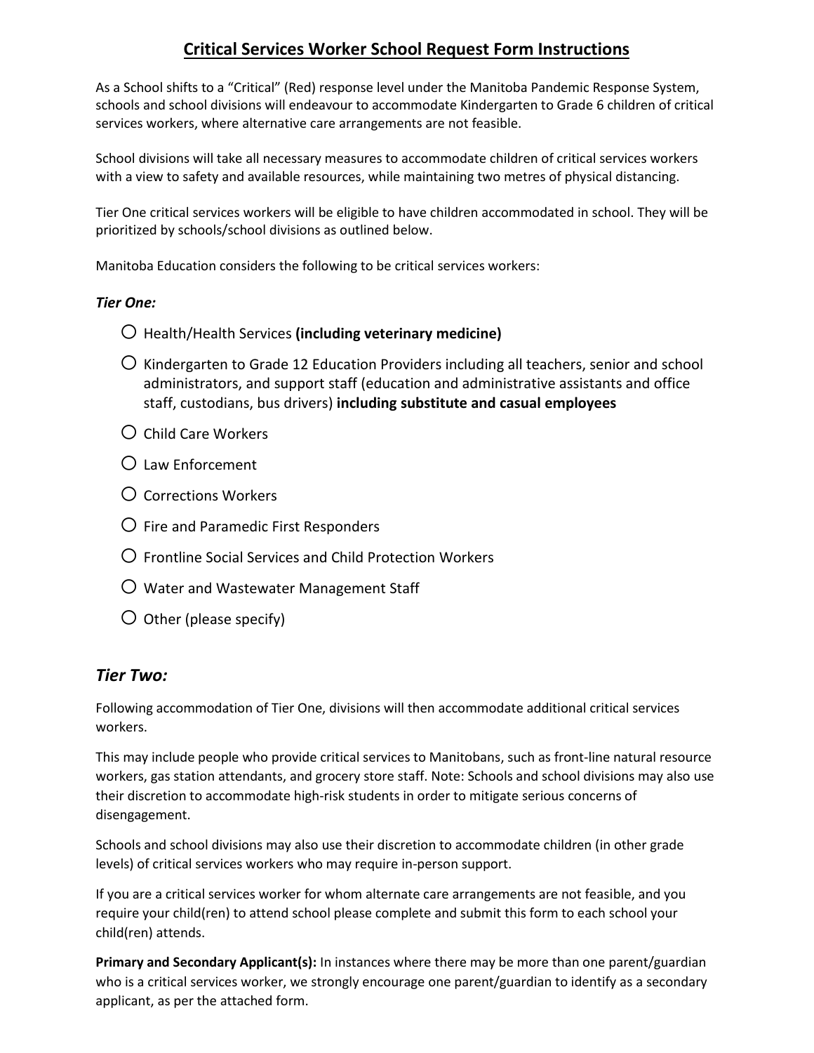# Critical Services Worker School Request Form Instructions

As a School shifts to a “Critical” (Red) response level under the Manitoba Pandemic Response System, schools and school divisions will endeavour to accommodate Kindergarten to Grade 6 children of critical services workers, where alternative care arrangements are not feasible.

School divisions will take all necessary measures to accommodate children of critical services workers with a view to safety and available resources, while maintaining two metres of physical distancing.

Tier One critical services workers will be eligible to have children accommodated in school. They will be prioritized by schools/school divisions as outlined below.

Manitoba Education considers the following to be critical services workers:

### *Tier One:*

- ○ Health/Health Services **(including veterinary medicine)**
- ○ Kindergarten to Grade 12 Education Providers including all teachers, senior and school administrators, and support staff (education and administrative assistants and office staff, custodians, bus drivers) **including substitute and casual employees**
- ○ Child Care Workers
- ○ Law Enforcement
- ○ Corrections Workers
- ○ Fire and Paramedic First Responders
- ○ Frontline Social Services and Child Protection Workers
- ○ Water and Wastewater Management Staff
- ○ Other (please specify)

## *Tier Two:*

Following accommodation of Tier One, divisions will then accommodate additional critical services workers.

This may include people who provide critical services to Manitobans, such as front-line natural resource workers, gas station attendants, and grocery store staff. Note: Schools and school divisions may also use their discretion to accommodate high-risk students in order to mitigate serious concerns of disengagement.

Schools and school divisions may also use their discretion to accommodate children (in other grade levels) of critical services workers who may require in-person support.

If you are a critical services worker for whom alternate care arrangements are not feasible, and you require your child(ren) to attend school please complete and submit this form to each school your child(ren) attends.

**Primary and Secondary Applicant(s):** In instances where there may be more than one parent/guardian who is a critical services worker, we strongly encourage one parent/guardian to identify as a secondary applicant, as per the attached form.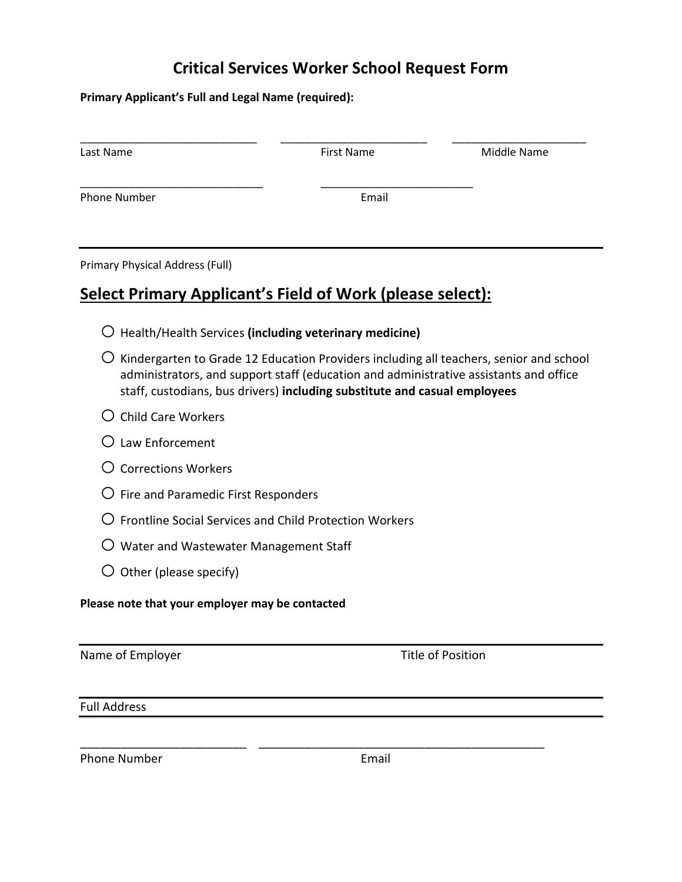# Critical Services Worker School Request Form

**Primary Applicant's Full and Legal Name (required):**

______________________________ ________________________ ______________________

Last Name First Name Middle Name

______________________________ __________________________

Phone Number Email

______________________________________________________________________

Primary Physical Address (Full)

## Select Primary Applicant's Field of Work (please select):

- ○ Health/Health Services **(including veterinary medicine)**
- ○ Kindergarten to Grade 12 Education Providers including all teachers, senior and school administrators, and support staff (education and administrative assistants and office staff, custodians, bus drivers) **including substitute and casual employees**
- ○ Child Care Workers
- ○ Law Enforcement
- ○ Corrections Workers
- ○ Fire and Paramedic First Responders
- ○ Frontline Social Services and Child Protection Workers
- ○ Water and Wastewater Management Staff
- ○ Other (please specify)

**Please note that your employer may be contacted**

______________________________________________________________________

Name of Employer Title of Position

______________________________________________________________________

Full Address

______________________________________________________________________

__________________________ ______________________________________________

Phone Number Email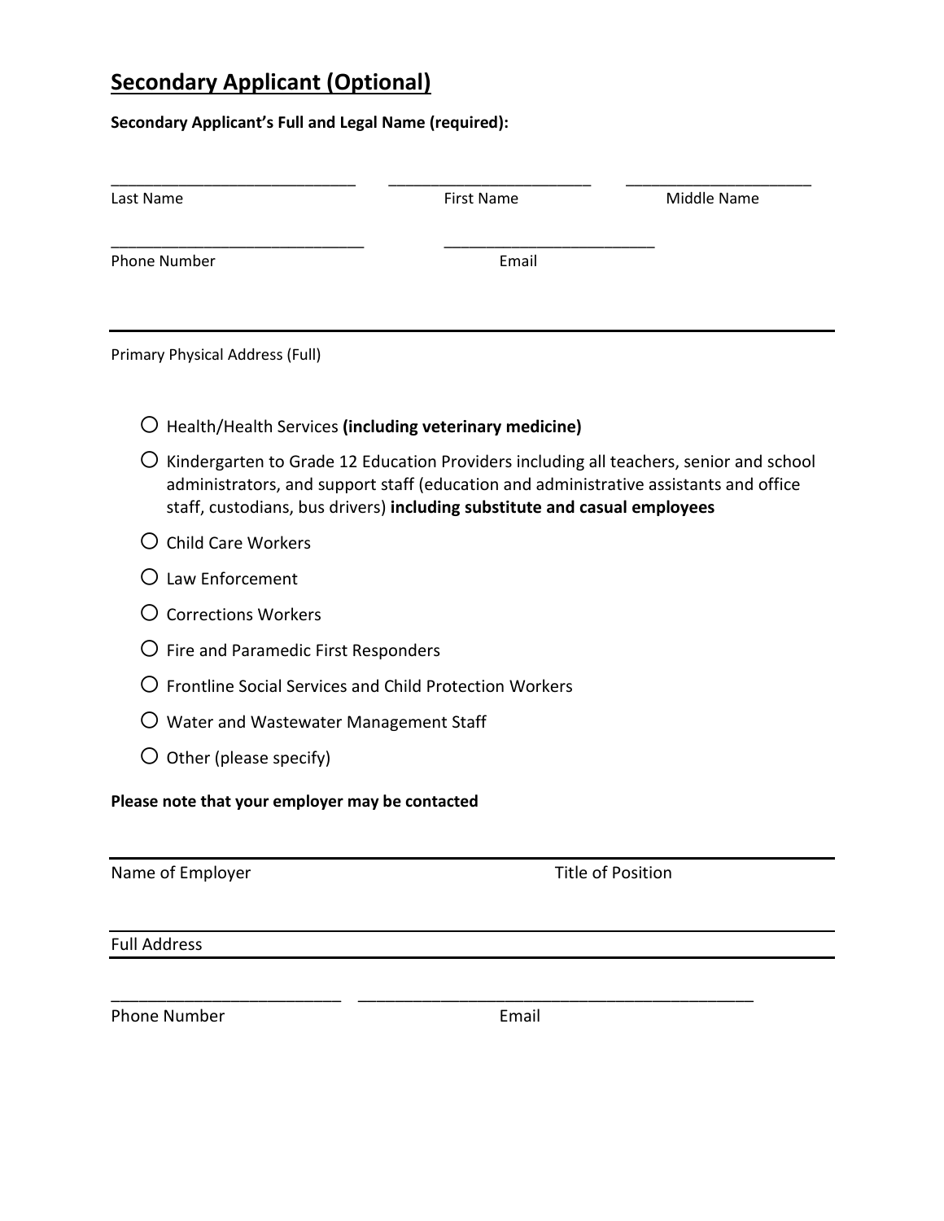## Secondary Applicant (Optional)

**Secondary Applicant's Full and Legal Name (required):**

_____________________________ _______________________ _____________________

Last Name First Name Middle Name

______________________________ ________________________

Phone Number Email

---

Primary Physical Address (Full)

- ○ Health/Health Services **(including veterinary medicine)**
- ○ Kindergarten to Grade 12 Education Providers including all teachers, senior and school administrators, and support staff (education and administrative assistants and office staff, custodians, bus drivers) **including substitute and casual employees**
- ○ Child Care Workers
- ○ Law Enforcement
- ○ Corrections Workers
- ○ Fire and Paramedic First Responders
- ○ Frontline Social Services and Child Protection Workers
- ○ Water and Wastewater Management Staff
- ○ Other (please specify)

**Please note that your employer may be contacted**

---

Name of Employer Title of Position

---

Full Address

---

_________________________ ______________________________________________

Phone Number Email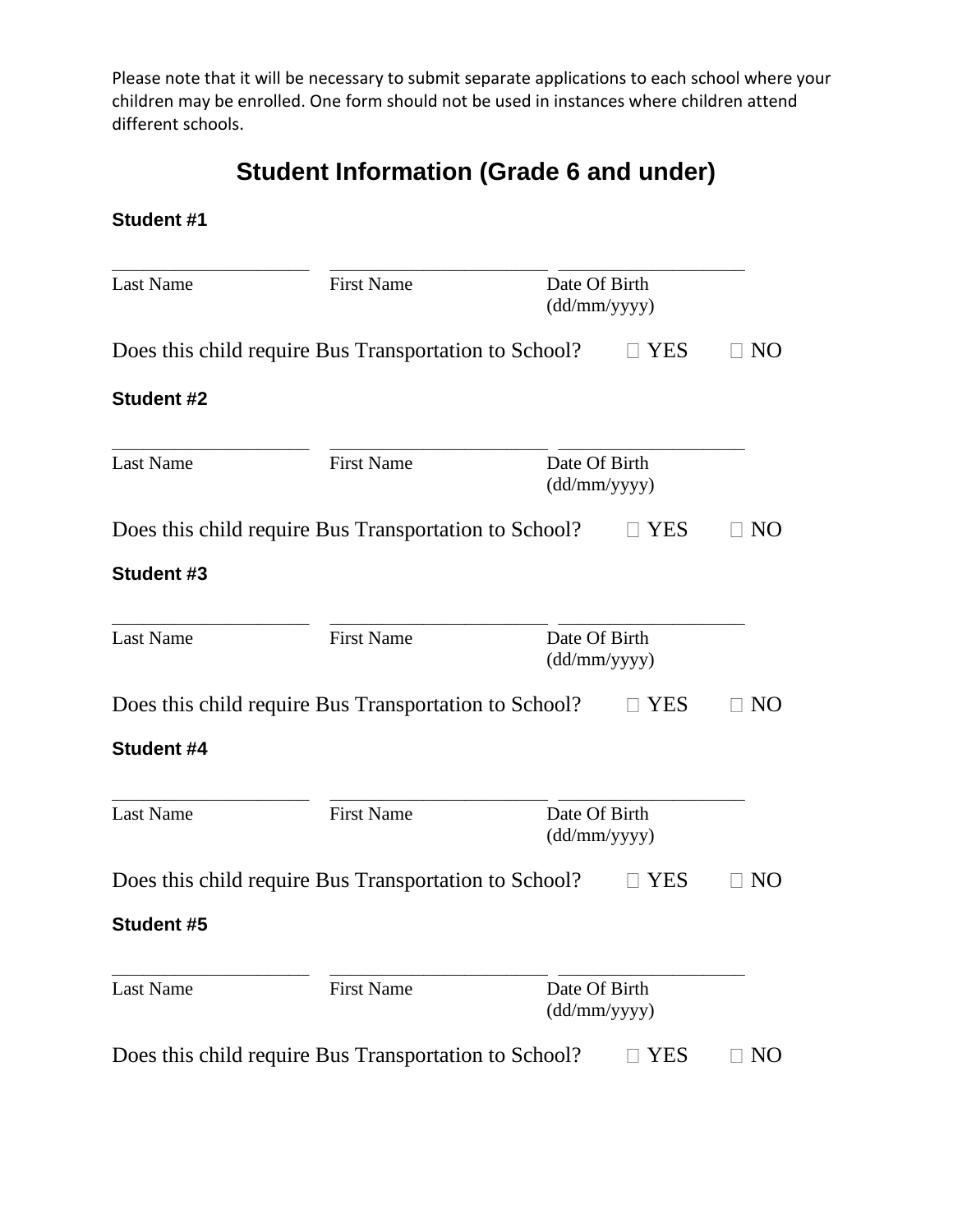Please note that it will be necessary to submit separate applications to each school where your children may be enrolled. One form should not be used in instances where children attend different schools.

## Student Information (Grade 6 and under)

**Student #1**

\_\_\_\_\_\_\_\_\_\_\_\_\_\_\_\_\_\_\_\_ \_\_\_\_\_\_\_\_\_\_\_\_\_\_\_\_\_\_\_\_\_\_ \_\_\_\_\_\_\_\_\_\_\_\_\_\_\_\_\_\_\_

Last Name First Name Date Of Birth (dd/mm/yyyy)

Does this child require Bus Transportation to School? ☐ YES ☐ NO

**Student #2**

\_\_\_\_\_\_\_\_\_\_\_\_\_\_\_\_\_\_\_\_ \_\_\_\_\_\_\_\_\_\_\_\_\_\_\_\_\_\_\_\_\_\_ \_\_\_\_\_\_\_\_\_\_\_\_\_\_\_\_\_\_\_

Last Name First Name Date Of Birth (dd/mm/yyyy)

Does this child require Bus Transportation to School? ☐ YES ☐ NO

**Student #3**

\_\_\_\_\_\_\_\_\_\_\_\_\_\_\_\_\_\_\_\_ \_\_\_\_\_\_\_\_\_\_\_\_\_\_\_\_\_\_\_\_\_\_ \_\_\_\_\_\_\_\_\_\_\_\_\_\_\_\_\_\_\_

Last Name First Name Date Of Birth (dd/mm/yyyy)

Does this child require Bus Transportation to School? ☐ YES ☐ NO

**Student #4**

\_\_\_\_\_\_\_\_\_\_\_\_\_\_\_\_\_\_\_\_ \_\_\_\_\_\_\_\_\_\_\_\_\_\_\_\_\_\_\_\_\_\_ \_\_\_\_\_\_\_\_\_\_\_\_\_\_\_\_\_\_\_

Last Name First Name Date Of Birth (dd/mm/yyyy)

Does this child require Bus Transportation to School? ☐ YES ☐ NO

**Student #5**

\_\_\_\_\_\_\_\_\_\_\_\_\_\_\_\_\_\_\_\_ \_\_\_\_\_\_\_\_\_\_\_\_\_\_\_\_\_\_\_\_\_\_ \_\_\_\_\_\_\_\_\_\_\_\_\_\_\_\_\_\_\_

Last Name First Name Date Of Birth (dd/mm/yyyy)

Does this child require Bus Transportation to School? ☐ YES ☐ NO